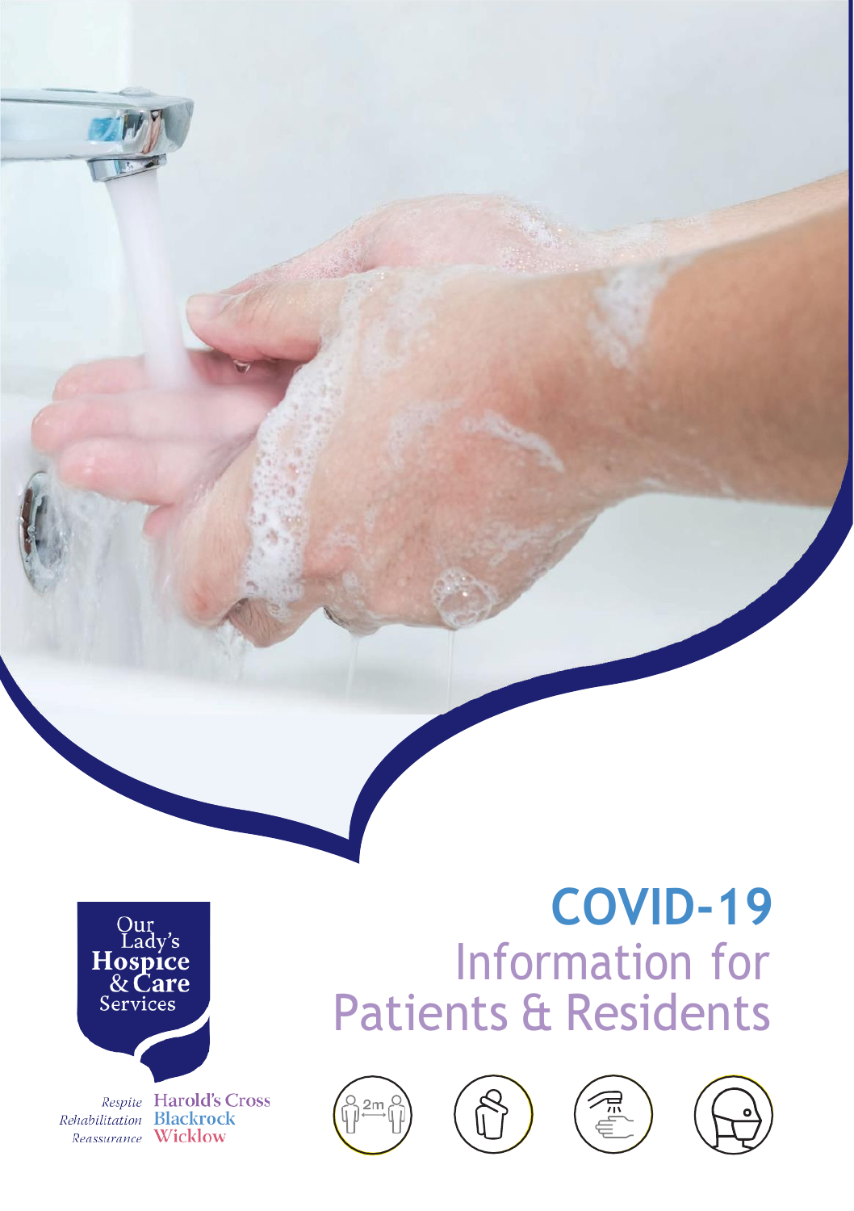# COVID-19

## Information for Patients & Residents

Our Lady's Hospice & Care Services

*Respite* Harold's Cross
*Rehabilitation* Blackrock
*Reassurance* Wicklow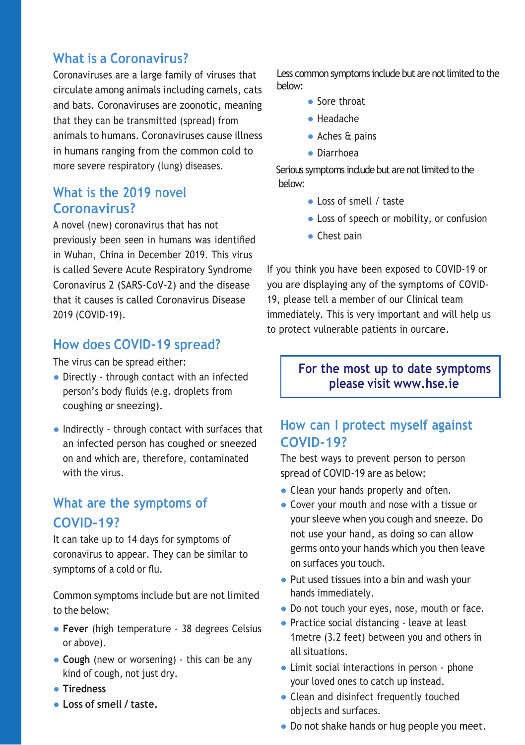## What is a Coronavirus?

Coronaviruses are a large family of viruses that circulate among animals including camels, cats and bats. Coronaviruses are zoonotic, meaning that they can be transmitted (spread) from animals to humans. Coronaviruses cause illness in humans ranging from the common cold to more severe respiratory (lung) diseases.

## What is the 2019 novel Coronavirus?

A novel (new) coronavirus that has not previously been seen in humans was identified in Wuhan, China in December 2019. This virus is called Severe Acute Respiratory Syndrome Coronavirus 2 (SARS-CoV-2) and the disease that it causes is called Coronavirus Disease 2019 (COVID-19).

## How does COVID-19 spread?

The virus can be spread either:

- Directly - through contact with an infected person's body fluids (e.g. droplets from coughing or sneezing).
- Indirectly - through contact with surfaces that an infected person has coughed or sneezed on and which are, therefore, contaminated with the virus.

## What are the symptoms of COVID-19?

It can take up to 14 days for symptoms of coronavirus to appear. They can be similar to symptoms of a cold or flu.

Common symptoms include but are not limited to the below:

- **Fever** (high temperature - 38 degrees Celsius or above).
- **Cough** (new or worsening) - this can be any kind of cough, not just dry.
- **Tiredness**
- **Loss of smell / taste.**

Less common symptoms include but are not limited to the below:

- Sore throat
- Headache
- Aches & pains
- Diarrhoea

Serious symptoms include but are not limited to the below:

- Loss of smell / taste
- Loss of speech or mobility, or confusion
- Chest pain

If you think you have been exposed to COVID-19 or you are displaying any of the symptoms of COVID-19, please tell a member of our Clinical team immediately. This is very important and will help us to protect vulnerable patients in ourcare.

**For the most up to date symptoms please visit www.hse.ie**

## How can I protect myself against COVID-19?

The best ways to prevent person to person spread of COVID-19 are as below:

- Clean your hands properly and often.
- Cover your mouth and nose with a tissue or your sleeve when you cough and sneeze. Do not use your hand, as doing so can allow germs onto your hands which you then leave on surfaces you touch.
- Put used tissues into a bin and wash your hands immediately.
- Do not touch your eyes, nose, mouth or face.
- Practice social distancing - leave at least 1metre (3.2 feet) between you and others in all situations.
- Limit social interactions in person - phone your loved ones to catch up instead.
- Clean and disinfect frequently touched objects and surfaces.
- Do not shake hands or hug people you meet.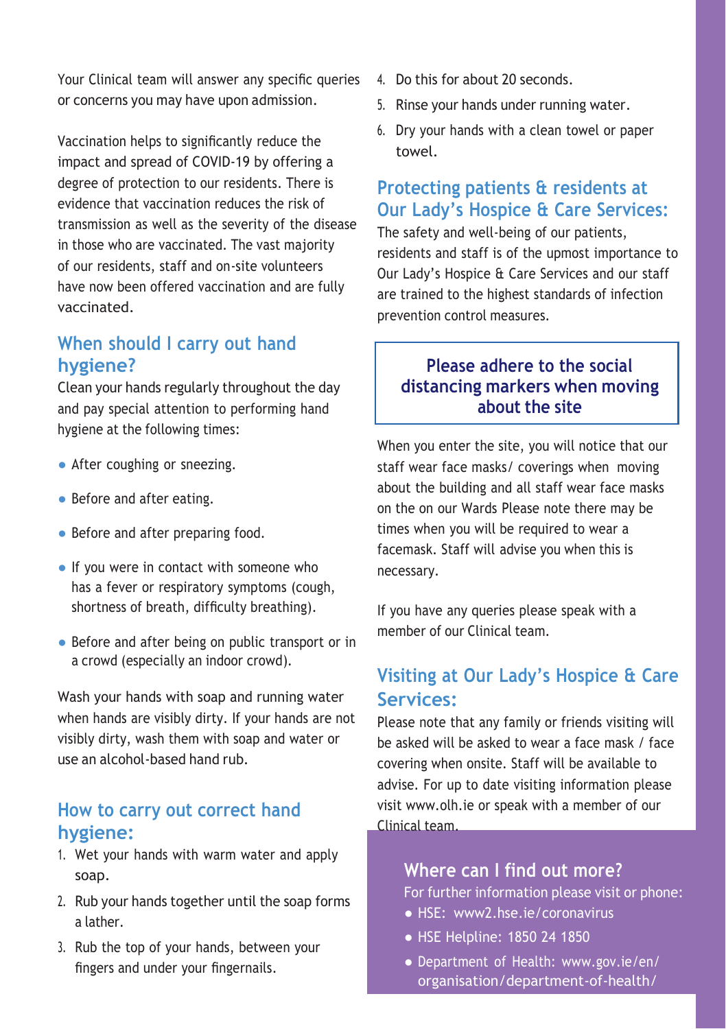Your Clinical team will answer any specific queries or concerns you may have upon admission.

Vaccination helps to significantly reduce the impact and spread of COVID-19 by offering a degree of protection to our residents. There is evidence that vaccination reduces the risk of transmission as well as the severity of the disease in those who are vaccinated. The vast majority of our residents, staff and on-site volunteers have now been offered vaccination and are fully vaccinated.

## When should I carry out hand hygiene?

Clean your hands regularly throughout the day and pay special attention to performing hand hygiene at the following times:

- After coughing or sneezing.
- Before and after eating.
- Before and after preparing food.
- If you were in contact with someone who has a fever or respiratory symptoms (cough, shortness of breath, difficulty breathing).
- Before and after being on public transport or in a crowd (especially an indoor crowd).

Wash your hands with soap and running water when hands are visibly dirty. If your hands are not visibly dirty, wash them with soap and water or use an alcohol-based hand rub.

## How to carry out correct hand hygiene:

1. Wet your hands with warm water and apply soap.
2. Rub your hands together until the soap forms a lather.
3. Rub the top of your hands, between your fingers and under your fingernails.
4. Do this for about 20 seconds.
5. Rinse your hands under running water.
6. Dry your hands with a clean towel or paper towel.

## Protecting patients & residents at Our Lady's Hospice & Care Services:

The safety and well-being of our patients, residents and staff is of the upmost importance to Our Lady's Hospice & Care Services and our staff are trained to the highest standards of infection prevention control measures.

**Please adhere to the social distancing markers when moving about the site**

When you enter the site, you will notice that our staff wear face masks/ coverings when moving about the building and all staff wear face masks on the on our Wards Please note there may be times when you will be required to wear a facemask. Staff will advise you when this is necessary.

If you have any queries please speak with a member of our Clinical team.

## Visiting at Our Lady's Hospice & Care Services:

Please note that any family or friends visiting will be asked will be asked to wear a face mask / face covering when onsite. Staff will be available to advise. For up to date visiting information please visit www.olh.ie or speak with a member of our Clinical team.

## Where can I find out more?

For further information please visit or phone:

- HSE: www2.hse.ie/coronavirus
- HSE Helpline: 1850 24 1850
- Department of Health: www.gov.ie/en/organisation/department-of-health/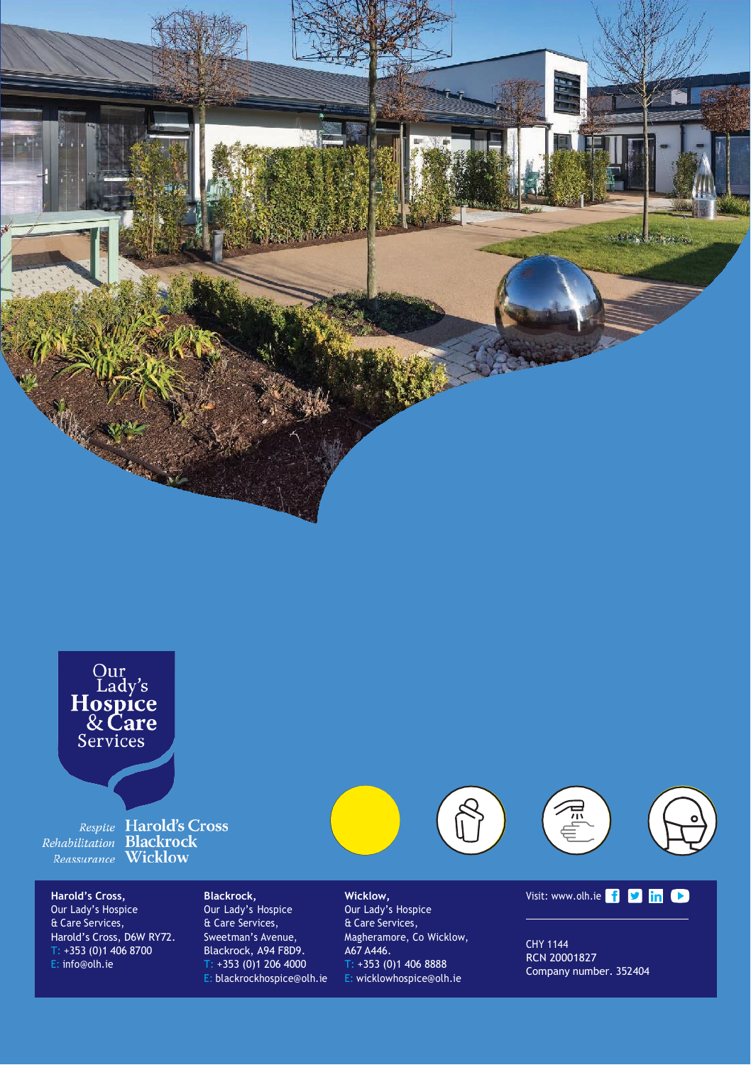Our Lady's Hospice & Care Services

*Respite* **Harold's Cross**
*Rehabilitation* **Blackrock**
*Reassurance* **Wicklow**

**Harold's Cross,**
Our Lady's Hospice
& Care Services,
Harold's Cross, D6W RY72.
T: +353 (0)1 406 8700
E: info@olh.ie

**Blackrock,**
Our Lady's Hospice
& Care Services,
Sweetman's Avenue,
Blackrock, A94 F8D9.
T: +353 (0)1 206 4000
E: blackrockhospice@olh.ie

**Wicklow,**
Our Lady's Hospice
& Care Services,
Magheramore, Co Wicklow,
A67 A446.
T: +353 (0)1 406 8888
E: wicklowhospice@olh.ie

Visit: www.olh.ie

CHY 1144
RCN 20001827
Company number. 352404